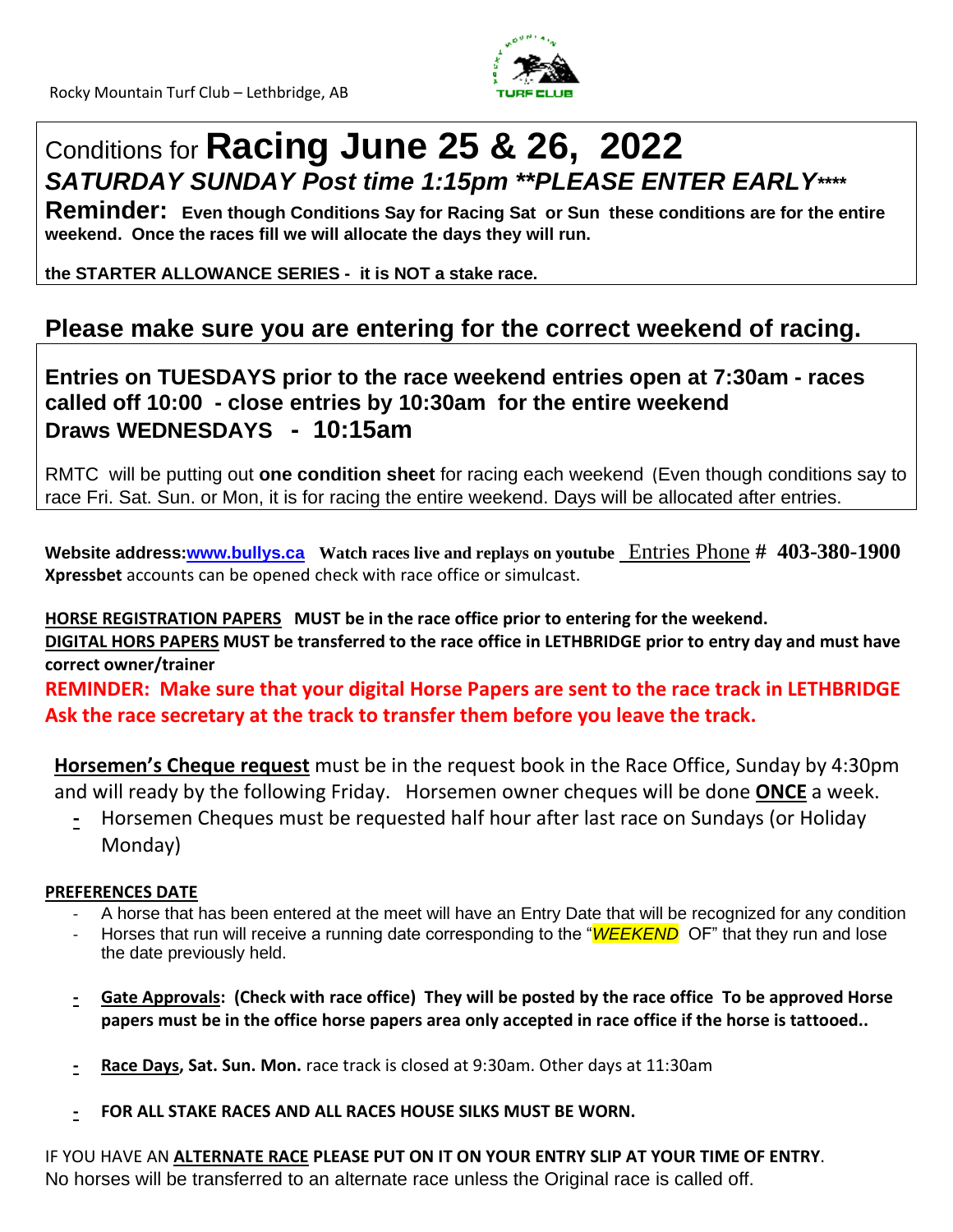Rocky Mountain Turf Club – Lethbridge, AB

# Conditions for **Racing June 25 & 26, 2022**

***SATURDAY SUNDAY Post time 1:15pm **PLEASE ENTER EARLY******

**Reminder: Even though Conditions Say for Racing Sat or Sun these conditions are for the entire weekend. Once the races fill we will allocate the days they will run.**

**the STARTER ALLOWANCE SERIES - it is NOT a stake race.**

## Please make sure you are entering for the correct weekend of racing.

**Entries on TUESDAYS prior to the race weekend entries open at 7:30am - races called off 10:00 - close entries by 10:30am for the entire weekend**
**Draws WEDNESDAYS - 10:15am**

RMTC will be putting out **one condition sheet** for racing each weekend (Even though conditions say to race Fri. Sat. Sun. or Mon, it is for racing the entire weekend. Days will be allocated after entries.

**Website address:www.bullys.ca Watch races live and replays on youtube** Entries Phone **# 403-380-1900**
**Xpressbet** accounts can be opened check with race office or simulcast.

**HORSE REGISTRATION PAPERS MUST be in the race office prior to entering for the weekend.**
**DIGITAL HORS PAPERS MUST be transferred to the race office in LETHBRIDGE prior to entry day and must have correct owner/trainer**
**REMINDER: Make sure that your digital Horse Papers are sent to the race track in LETHBRIDGE Ask the race secretary at the track to transfer them before you leave the track.**

**Horsemen's Cheque request** must be in the request book in the Race Office, Sunday by 4:30pm and will ready by the following Friday. Horsemen owner cheques will be done **ONCE** a week.

- Horsemen Cheques must be requested half hour after last race on Sundays (or Holiday Monday)

**PREFERENCES DATE**

- A horse that has been entered at the meet will have an Entry Date that will be recognized for any condition
- Horses that run will receive a running date corresponding to the "*WEEKEND* OF" that they run and lose the date previously held.

- **Gate Approvals: (Check with race office) They will be posted by the race office To be approved Horse papers must be in the office horse papers area only accepted in race office if the horse is tattooed..**

- **Race Days, Sat. Sun. Mon.** race track is closed at 9:30am. Other days at 11:30am

- **FOR ALL STAKE RACES AND ALL RACES HOUSE SILKS MUST BE WORN.**

IF YOU HAVE AN **ALTERNATE RACE PLEASE PUT ON IT ON YOUR ENTRY SLIP AT YOUR TIME OF ENTRY**.
No horses will be transferred to an alternate race unless the Original race is called off.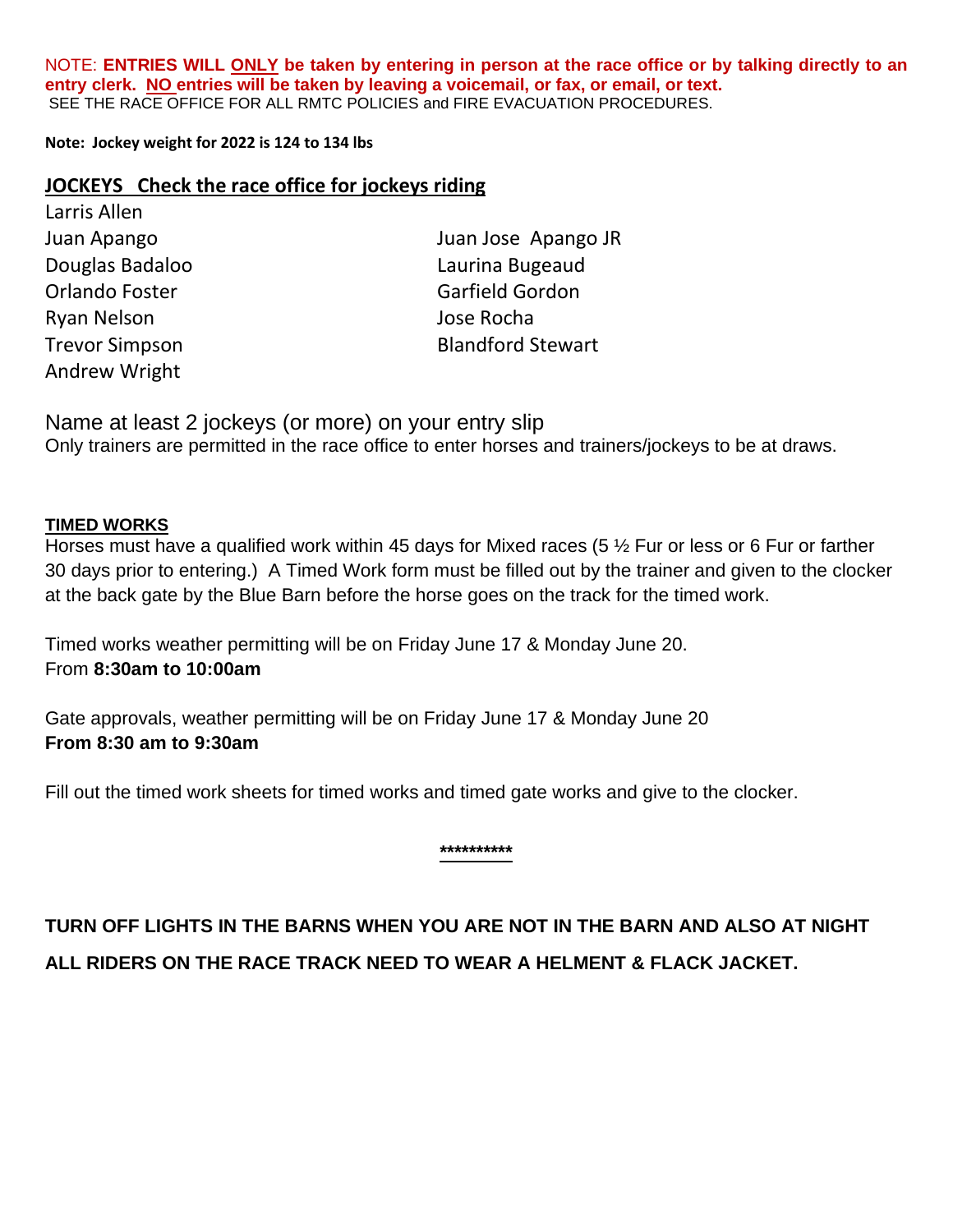NOTE: **ENTRIES WILL ONLY be taken by entering in person at the race office or by talking directly to an entry clerk. NO entries will be taken by leaving a voicemail, or fax, or email, or text.**
SEE THE RACE OFFICE FOR ALL RMTC POLICIES and FIRE EVACUATION PROCEDURES.

**Note: Jockey weight for 2022 is 124 to 134 lbs**

## JOCKEYS Check the race office for jockeys riding

Larris Allen
Juan Apango
Juan Jose Apango JR
Douglas Badaloo
Laurina Bugeaud
Orlando Foster
Garfield Gordon
Ryan Nelson
Jose Rocha
Trevor Simpson
Blandford Stewart
Andrew Wright

Name at least 2 jockeys (or more) on your entry slip
Only trainers are permitted in the race office to enter horses and trainers/jockeys to be at draws.

**TIMED WORKS**

Horses must have a qualified work within 45 days for Mixed races (5 ½ Fur or less or 6 Fur or farther 30 days prior to entering.) A Timed Work form must be filled out by the trainer and given to the clocker at the back gate by the Blue Barn before the horse goes on the track for the timed work.

Timed works weather permitting will be on Friday June 17 & Monday June 20.
From **8:30am to 10:00am**

Gate approvals, weather permitting will be on Friday June 17 & Monday June 20
**From 8:30 am to 9:30am**

Fill out the timed work sheets for timed works and timed gate works and give to the clocker.

**\*\*\*\*\*\*\*\*\*\***

**TURN OFF LIGHTS IN THE BARNS WHEN YOU ARE NOT IN THE BARN AND ALSO AT NIGHT**

**ALL RIDERS ON THE RACE TRACK NEED TO WEAR A HELMENT & FLACK JACKET.**